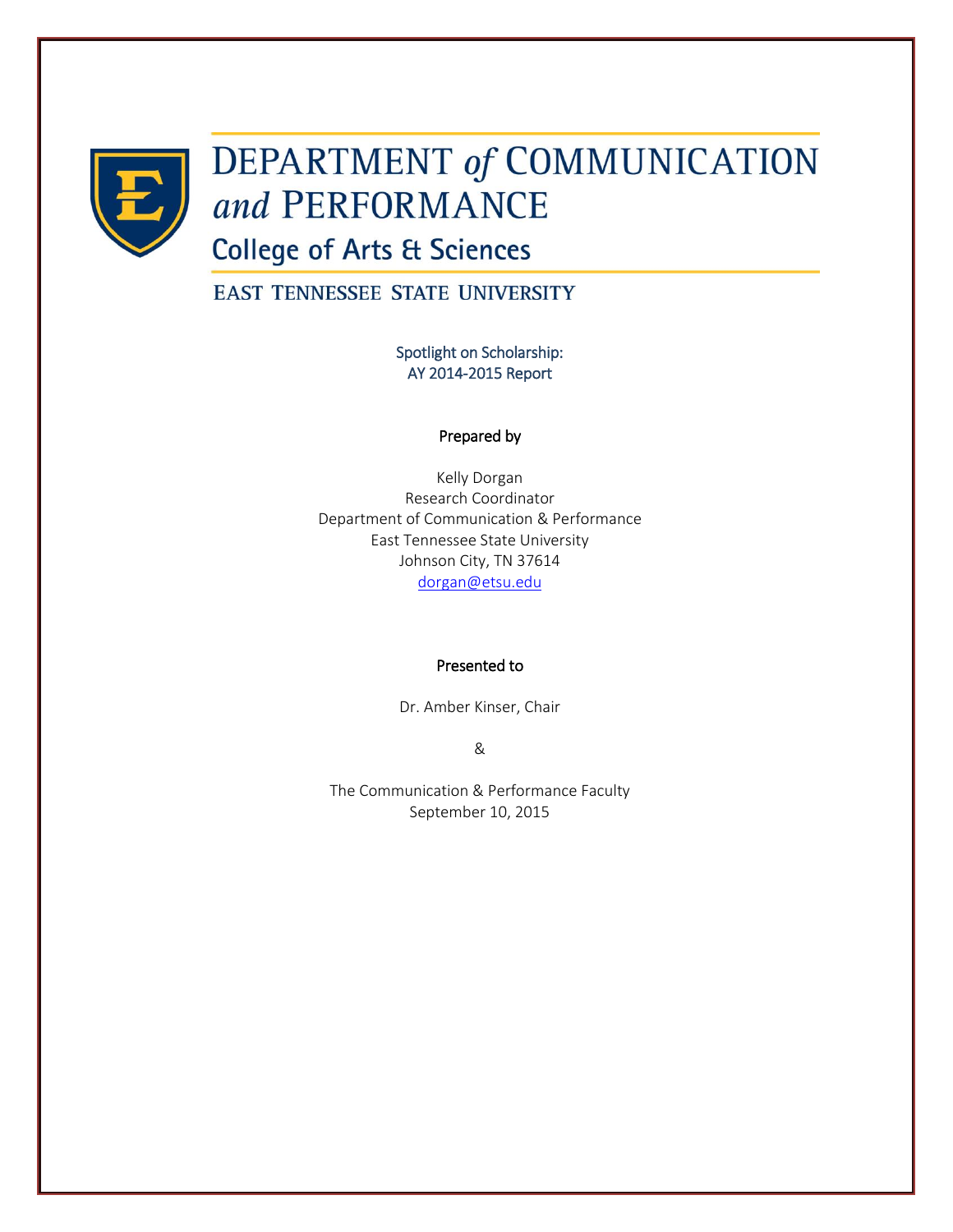# DEPARTMENT *of* COMMUNICATION *and* PERFORMANCE

## College of Arts & Sciences

EAST TENNESSEE STATE UNIVERSITY

Spotlight on Scholarship:
AY 2014-2015 Report

Prepared by

Kelly Dorgan
Research Coordinator
Department of Communication & Performance
East Tennessee State University
Johnson City, TN 37614
dorgan@etsu.edu

Presented to

Dr. Amber Kinser, Chair

&

The Communication & Performance Faculty
September 10, 2015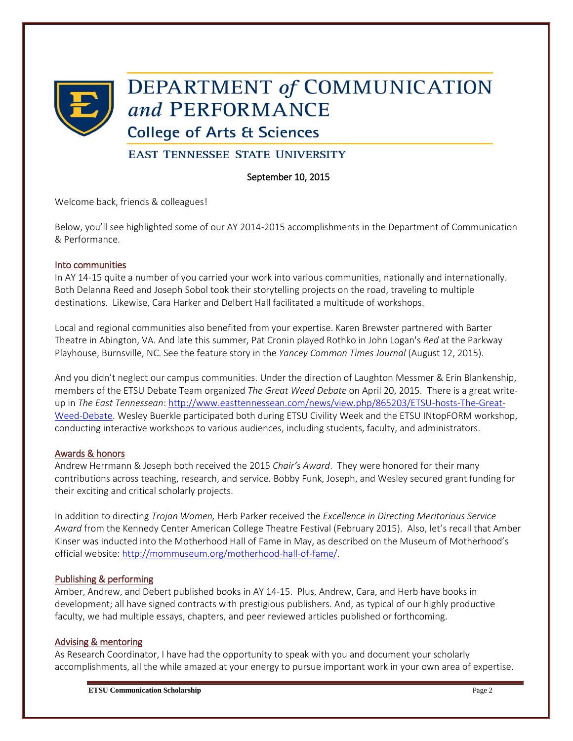# DEPARTMENT *of* COMMUNICATION *and* PERFORMANCE

## College of Arts & Sciences

EAST TENNESSEE STATE UNIVERSITY

September 10, 2015

Welcome back, friends & colleagues!

Below, you'll see highlighted some of our AY 2014-2015 accomplishments in the Department of Communication & Performance.

### Into communities

In AY 14-15 quite a number of you carried your work into various communities, nationally and internationally. Both Delanna Reed and Joseph Sobol took their storytelling projects on the road, traveling to multiple destinations. Likewise, Cara Harker and Delbert Hall facilitated a multitude of workshops.

Local and regional communities also benefited from your expertise. Karen Brewster partnered with Barter Theatre in Abington, VA. And late this summer, Pat Cronin played Rothko in John Logan's *Red* at the Parkway Playhouse, Burnsville, NC. See the feature story in the *Yancey Common Times Journal* (August 12, 2015).

And you didn't neglect our campus communities. Under the direction of Laughton Messmer & Erin Blankenship, members of the ETSU Debate Team organized *The Great Weed Debate* on April 20, 2015. There is a great write-up in *The East Tennessean*: http://www.easttennessean.com/news/view.php/865203/ETSU-hosts-The-Great-Weed-Debate. Wesley Buerkle participated both during ETSU Civility Week and the ETSU INtopFORM workshop, conducting interactive workshops to various audiences, including students, faculty, and administrators.

### Awards & honors

Andrew Herrmann & Joseph both received the 2015 *Chair's Award*. They were honored for their many contributions across teaching, research, and service. Bobby Funk, Joseph, and Wesley secured grant funding for their exciting and critical scholarly projects.

In addition to directing *Trojan Women,* Herb Parker received the *Excellence in Directing Meritorious Service Award* from the Kennedy Center American College Theatre Festival (February 2015). Also, let's recall that Amber Kinser was inducted into the Motherhood Hall of Fame in May, as described on the Museum of Motherhood's official website: http://mommuseum.org/motherhood-hall-of-fame/.

### Publishing & performing

Amber, Andrew, and Debert published books in AY 14-15. Plus, Andrew, Cara, and Herb have books in development; all have signed contracts with prestigious publishers. And, as typical of our highly productive faculty, we had multiple essays, chapters, and peer reviewed articles published or forthcoming.

### Advising & mentoring

As Research Coordinator, I have had the opportunity to speak with you and document your scholarly accomplishments, all the while amazed at your energy to pursue important work in your own area of expertise.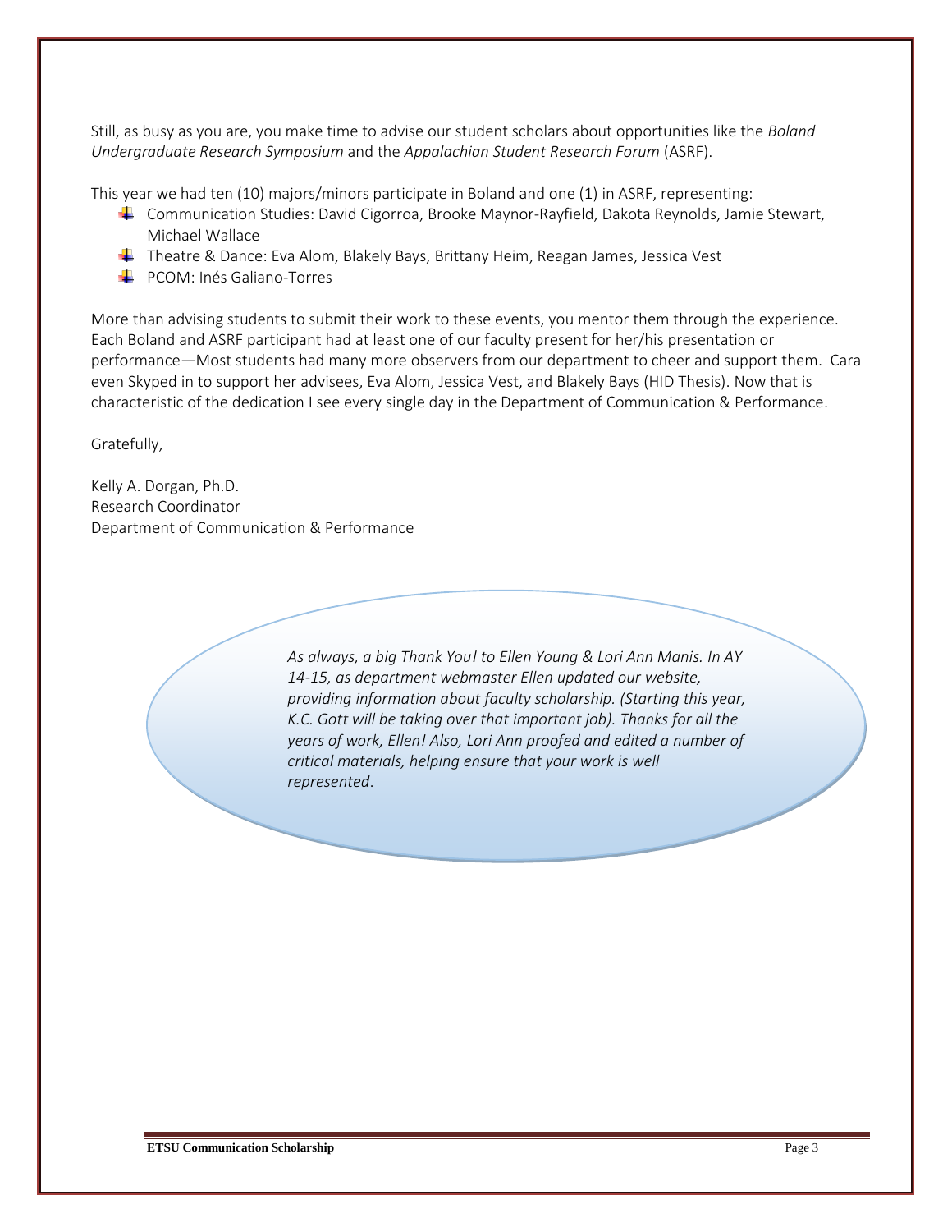Still, as busy as you are, you make time to advise our student scholars about opportunities like the *Boland Undergraduate Research Symposium* and the *Appalachian Student Research Forum* (ASRF).

This year we had ten (10) majors/minors participate in Boland and one (1) in ASRF, representing:

- Communication Studies: David Cigorroa, Brooke Maynor-Rayfield, Dakota Reynolds, Jamie Stewart, Michael Wallace
- Theatre & Dance: Eva Alom, Blakely Bays, Brittany Heim, Reagan James, Jessica Vest
- PCOM: Inés Galiano-Torres

More than advising students to submit their work to these events, you mentor them through the experience. Each Boland and ASRF participant had at least one of our faculty present for her/his presentation or performance—Most students had many more observers from our department to cheer and support them. Cara even Skyped in to support her advisees, Eva Alom, Jessica Vest, and Blakely Bays (HID Thesis). Now that is characteristic of the dedication I see every single day in the Department of Communication & Performance.

Gratefully,

Kelly A. Dorgan, Ph.D.
Research Coordinator
Department of Communication & Performance

*As always, a big Thank You! to Ellen Young & Lori Ann Manis. In AY 14-15, as department webmaster Ellen updated our website, providing information about faculty scholarship. (Starting this year, K.C. Gott will be taking over that important job). Thanks for all the years of work, Ellen! Also, Lori Ann proofed and edited a number of critical materials, helping ensure that your work is well represented*.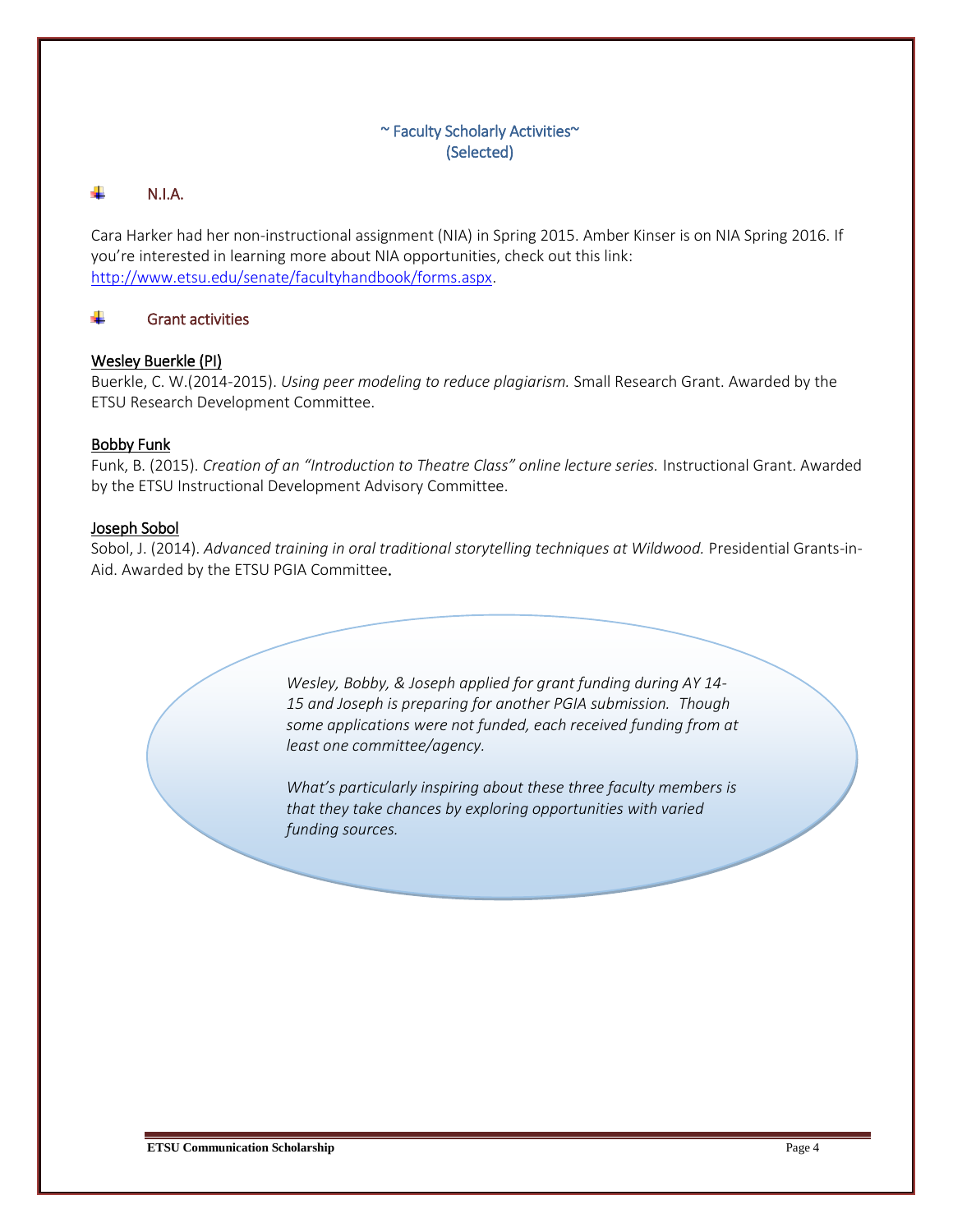## ~ Faculty Scholarly Activities~
## (Selected)

### N.I.A.

Cara Harker had her non-instructional assignment (NIA) in Spring 2015. Amber Kinser is on NIA Spring 2016. If you're interested in learning more about NIA opportunities, check out this link: http://www.etsu.edu/senate/facultyhandbook/forms.aspx.

### Grant activities

**Wesley Buerkle (PI)**

Buerkle, C. W.(2014-2015). *Using peer modeling to reduce plagiarism.* Small Research Grant. Awarded by the ETSU Research Development Committee.

**Bobby Funk**

Funk, B. (2015). *Creation of an "Introduction to Theatre Class" online lecture series.* Instructional Grant. Awarded by the ETSU Instructional Development Advisory Committee.

**Joseph Sobol**

Sobol, J. (2014). *Advanced training in oral traditional storytelling techniques at Wildwood.* Presidential Grants-in-Aid. Awarded by the ETSU PGIA Committee.

*Wesley, Bobby, & Joseph applied for grant funding during AY 14-15 and Joseph is preparing for another PGIA submission. Though some applications were not funded, each received funding from at least one committee/agency.*

*What's particularly inspiring about these three faculty members is that they take chances by exploring opportunities with varied funding sources.*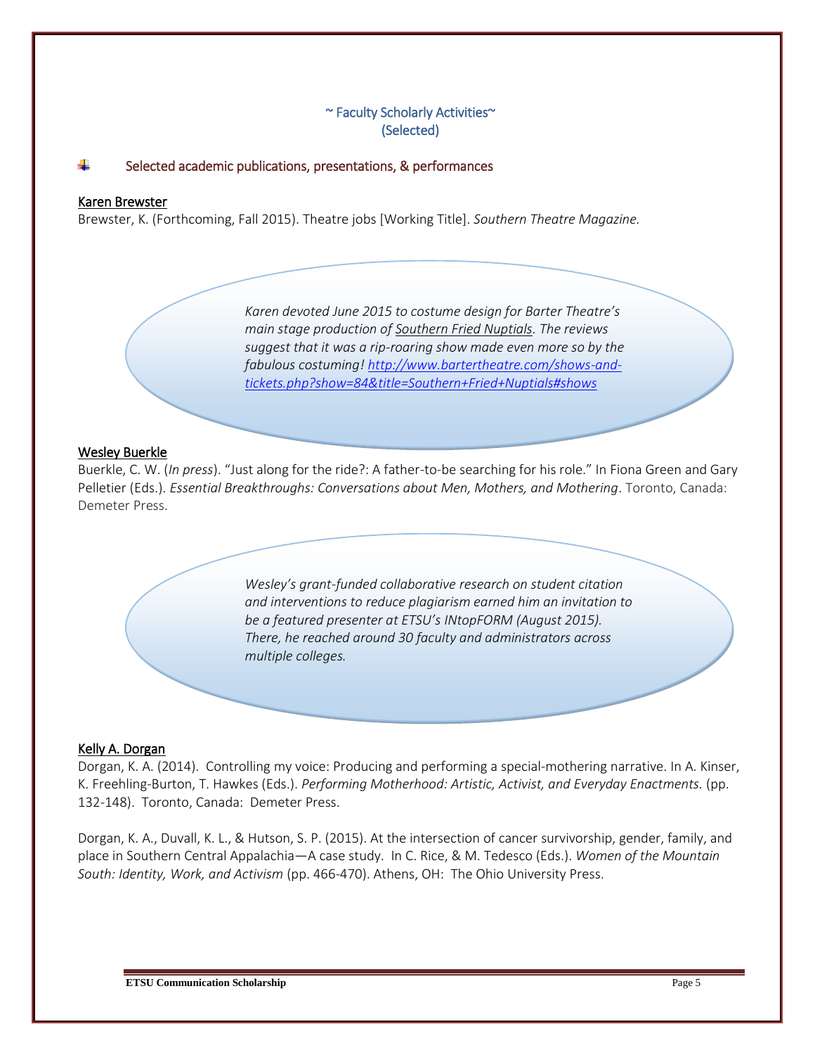## ~ Faculty Scholarly Activities~
## (Selected)

### Selected academic publications, presentations, & performances

**Karen Brewster**

Brewster, K. (Forthcoming, Fall 2015). Theatre jobs [Working Title]. *Southern Theatre Magazine.*

*Karen devoted June 2015 to costume design for Barter Theatre's main stage production of Southern Fried Nuptials. The reviews suggest that it was a rip-roaring show made even more so by the fabulous costuming!* *[http://www.bartertheatre.com/shows-and-tickets.php?show=84&title=Southern+Fried+Nuptials#shows](http://www.bartertheatre.com/shows-and-tickets.php?show=84&title=Southern+Fried+Nuptials#shows)*

**Wesley Buerkle**

Buerkle, C. W. (*In press*). "Just along for the ride?: A father-to-be searching for his role." In Fiona Green and Gary Pelletier (Eds.). *Essential Breakthroughs: Conversations about Men, Mothers, and Mothering*. Toronto, Canada: Demeter Press.

*Wesley's grant-funded collaborative research on student citation and interventions to reduce plagiarism earned him an invitation to be a featured presenter at ETSU's INtopFORM (August 2015). There, he reached around 30 faculty and administrators across multiple colleges.*

**Kelly A. Dorgan**

Dorgan, K. A. (2014). Controlling my voice: Producing and performing a special-mothering narrative. In A. Kinser, K. Freehling-Burton, T. Hawkes (Eds.). *Performing Motherhood: Artistic, Activist, and Everyday Enactments.* (pp. 132-148). Toronto, Canada: Demeter Press.

Dorgan, K. A., Duvall, K. L., & Hutson, S. P. (2015). At the intersection of cancer survivorship, gender, family, and place in Southern Central Appalachia—A case study. In C. Rice, & M. Tedesco (Eds.). *Women of the Mountain South: Identity, Work, and Activism* (pp. 466-470). Athens, OH: The Ohio University Press.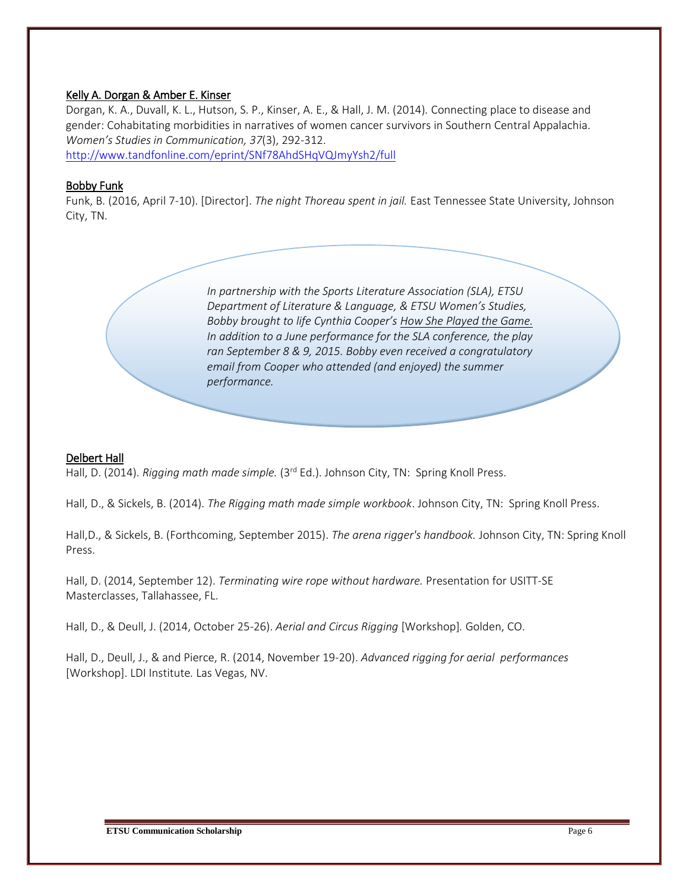Kelly A. Dorgan & Amber E. Kinser

Dorgan, K. A., Duvall, K. L., Hutson, S. P., Kinser, A. E., & Hall, J. M. (2014). Connecting place to disease and gender: Cohabitating morbidities in narratives of women cancer survivors in Southern Central Appalachia. *Women's Studies in Communication, 37*(3), 292-312. http://www.tandfonline.com/eprint/SNf78AhdSHqVQJmyYsh2/full

Bobby Funk

Funk, B. (2016, April 7-10). [Director]. *The night Thoreau spent in jail.* East Tennessee State University, Johnson City, TN.

*In partnership with the Sports Literature Association (SLA), ETSU Department of Literature & Language, & ETSU Women's Studies, Bobby brought to life Cynthia Cooper's How She Played the Game. In addition to a June performance for the SLA conference, the play ran September 8 & 9, 2015. Bobby even received a congratulatory email from Cooper who attended (and enjoyed) the summer performance.*

Delbert Hall

Hall, D. (2014). *Rigging math made simple.* (3rd Ed.). Johnson City, TN: Spring Knoll Press.

Hall, D., & Sickels, B. (2014). *The Rigging math made simple workbook*. Johnson City, TN: Spring Knoll Press.

Hall,D., & Sickels, B. (Forthcoming, September 2015). *The arena rigger's handbook.* Johnson City, TN: Spring Knoll Press.

Hall, D. (2014, September 12). *Terminating wire rope without hardware.* Presentation for USITT-SE Masterclasses, Tallahassee, FL.

Hall, D., & Deull, J. (2014, October 25-26). *Aerial and Circus Rigging* [Workshop]. Golden, CO.

Hall, D., Deull, J., & and Pierce, R. (2014, November 19-20). *Advanced rigging for aerial performances* [Workshop]. LDI Institute. Las Vegas, NV.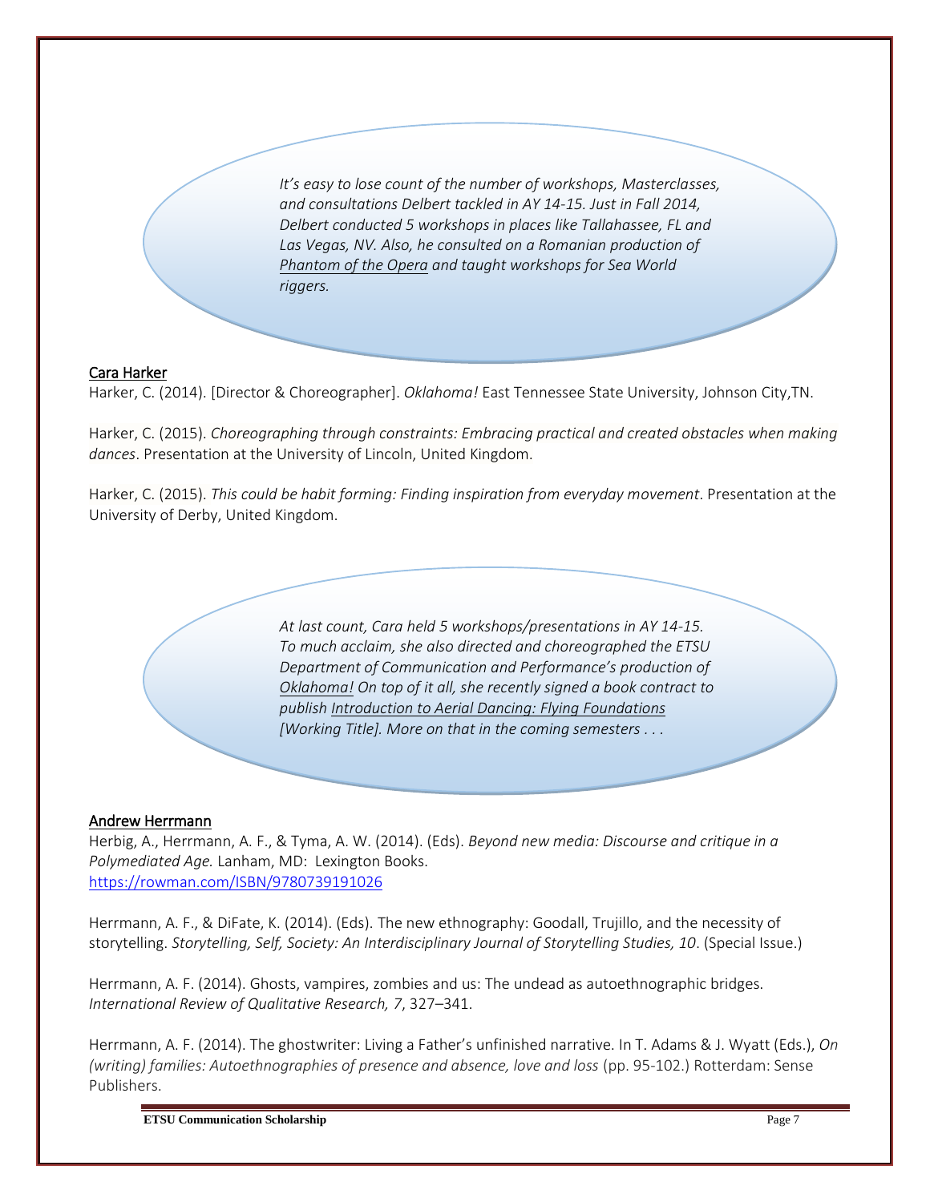*It's easy to lose count of the number of workshops, Masterclasses, and consultations Delbert tackled in AY 14-15. Just in Fall 2014, Delbert conducted 5 workshops in places like Tallahassee, FL and Las Vegas, NV. Also, he consulted on a Romanian production of Phantom of the Opera and taught workshops for Sea World riggers.*

## Cara Harker

Harker, C. (2014). [Director & Choreographer]. *Oklahoma!* East Tennessee State University, Johnson City,TN.

Harker, C. (2015). *Choreographing through constraints: Embracing practical and created obstacles when making dances*. Presentation at the University of Lincoln, United Kingdom.

Harker, C. (2015). *This could be habit forming: Finding inspiration from everyday movement*. Presentation at the University of Derby, United Kingdom.

*At last count, Cara held 5 workshops/presentations in AY 14-15. To much acclaim, she also directed and choreographed the ETSU Department of Communication and Performance's production of Oklahoma! On top of it all, she recently signed a book contract to publish Introduction to Aerial Dancing: Flying Foundations [Working Title]. More on that in the coming semesters . . .*

## Andrew Herrmann

Herbig, A., Herrmann, A. F., & Tyma, A. W. (2014). (Eds). *Beyond new media: Discourse and critique in a Polymediated Age.* Lanham, MD: Lexington Books. https://rowman.com/ISBN/9780739191026

Herrmann, A. F., & DiFate, K. (2014). (Eds). The new ethnography: Goodall, Trujillo, and the necessity of storytelling. *Storytelling, Self, Society: An Interdisciplinary Journal of Storytelling Studies, 10*. (Special Issue.)

Herrmann, A. F. (2014). Ghosts, vampires, zombies and us: The undead as autoethnographic bridges. *International Review of Qualitative Research, 7*, 327–341.

Herrmann, A. F. (2014). The ghostwriter: Living a Father's unfinished narrative. In T. Adams & J. Wyatt (Eds.), *On (writing) families: Autoethnographies of presence and absence, love and loss* (pp. 95-102.) Rotterdam: Sense Publishers.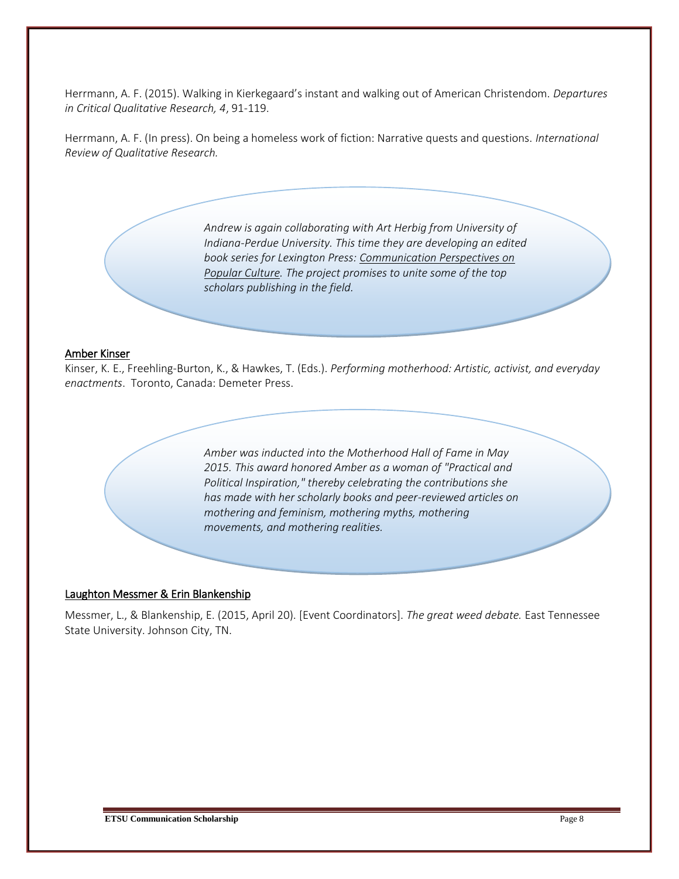Herrmann, A. F. (2015). Walking in Kierkegaard's instant and walking out of American Christendom. *Departures in Critical Qualitative Research, 4*, 91-119.

Herrmann, A. F. (In press). On being a homeless work of fiction: Narrative quests and questions. *International Review of Qualitative Research.*

*Andrew is again collaborating with Art Herbig from University of Indiana-Perdue University. This time they are developing an edited book series for Lexington Press: Communication Perspectives on Popular Culture. The project promises to unite some of the top scholars publishing in the field.*

### Amber Kinser

Kinser, K. E., Freehling-Burton, K., & Hawkes, T. (Eds.). *Performing motherhood: Artistic, activist, and everyday enactments*. Toronto, Canada: Demeter Press.

*Amber was inducted into the Motherhood Hall of Fame in May 2015. This award honored Amber as a woman of "Practical and Political Inspiration," thereby celebrating the contributions she has made with her scholarly books and peer-reviewed articles on mothering and feminism, mothering myths, mothering movements, and mothering realities.*

### Laughton Messmer & Erin Blankenship

Messmer, L., & Blankenship, E. (2015, April 20). [Event Coordinators]. *The great weed debate.* East Tennessee State University. Johnson City, TN.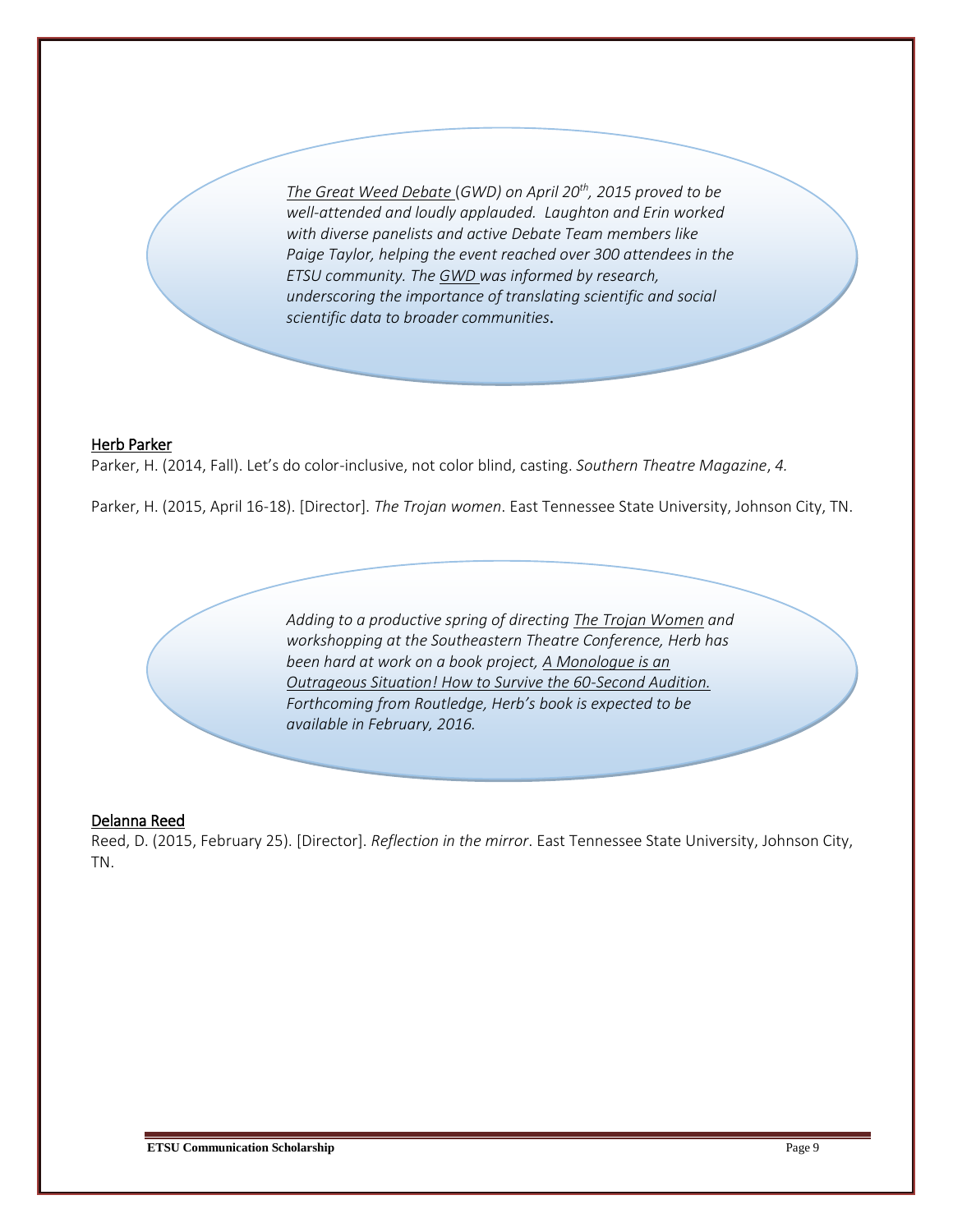*<u>The Great Weed Debate</u> (GWD) on April 20th, 2015 proved to be well-attended and loudly applauded. Laughton and Erin worked with diverse panelists and active Debate Team members like Paige Taylor, helping the event reached over 300 attendees in the ETSU community. The <u>GWD</u> was informed by research, underscoring the importance of translating scientific and social scientific data to broader communities.*

<u>Herb Parker</u>

Parker, H. (2014, Fall). Let's do color-inclusive, not color blind, casting. *Southern Theatre Magazine*, *4.*

Parker, H. (2015, April 16-18). [Director]. *The Trojan women*. East Tennessee State University, Johnson City, TN.

*Adding to a productive spring of directing <u>The Trojan Women</u> and workshopping at the Southeastern Theatre Conference, Herb has been hard at work on a book project, <u>A Monologue is an Outrageous Situation! How to Survive the 60-Second Audition.</u> Forthcoming from Routledge, Herb's book is expected to be available in February, 2016.*

<u>Delanna Reed</u>

Reed, D. (2015, February 25). [Director]. *Reflection in the mirror*. East Tennessee State University, Johnson City, TN.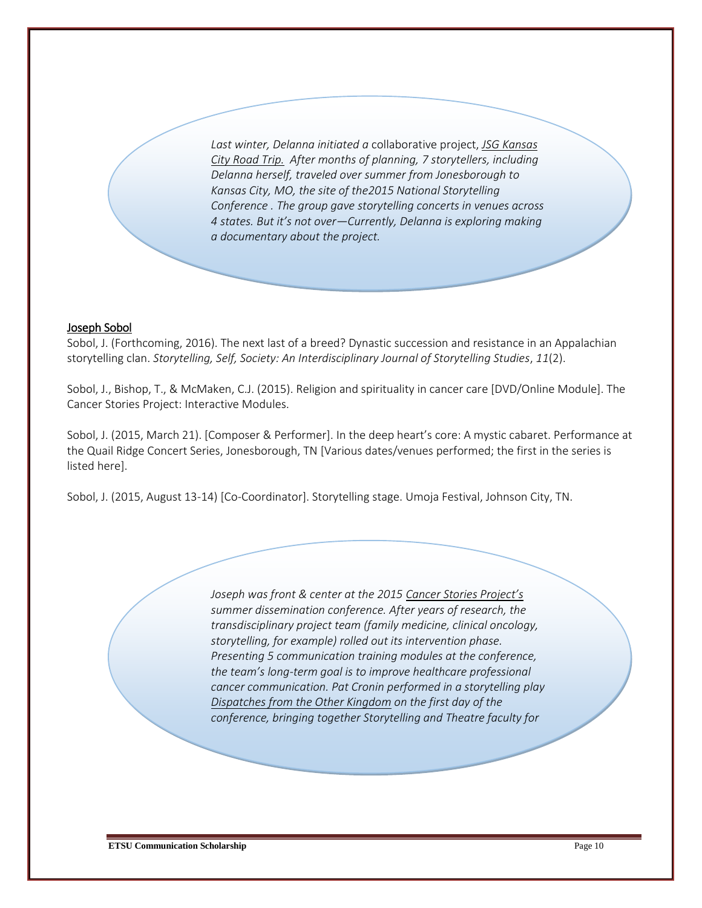*Last winter, Delanna initiated a* collaborative project, *JSG Kansas City Road Trip. After months of planning, 7 storytellers, including Delanna herself, traveled over summer from Jonesborough to Kansas City, MO, the site of the2015 National Storytelling Conference . The group gave storytelling concerts in venues across 4 states. But it's not over—Currently, Delanna is exploring making a documentary about the project.*

## Joseph Sobol

Sobol, J. (Forthcoming, 2016). The next last of a breed? Dynastic succession and resistance in an Appalachian storytelling clan. *Storytelling, Self, Society: An Interdisciplinary Journal of Storytelling Studies*, *11*(2).

Sobol, J., Bishop, T., & McMaken, C.J. (2015). Religion and spirituality in cancer care [DVD/Online Module]. The Cancer Stories Project: Interactive Modules.

Sobol, J. (2015, March 21). [Composer & Performer]. In the deep heart's core: A mystic cabaret. Performance at the Quail Ridge Concert Series, Jonesborough, TN [Various dates/venues performed; the first in the series is listed here].

Sobol, J. (2015, August 13-14) [Co-Coordinator]. Storytelling stage. Umoja Festival, Johnson City, TN.

*Joseph was front & center at the 2015 Cancer Stories Project's summer dissemination conference. After years of research, the transdisciplinary project team (family medicine, clinical oncology, storytelling, for example) rolled out its intervention phase. Presenting 5 communication training modules at the conference, the team's long-term goal is to improve healthcare professional cancer communication. Pat Cronin performed in a storytelling play Dispatches from the Other Kingdom on the first day of the conference, bringing together Storytelling and Theatre faculty for*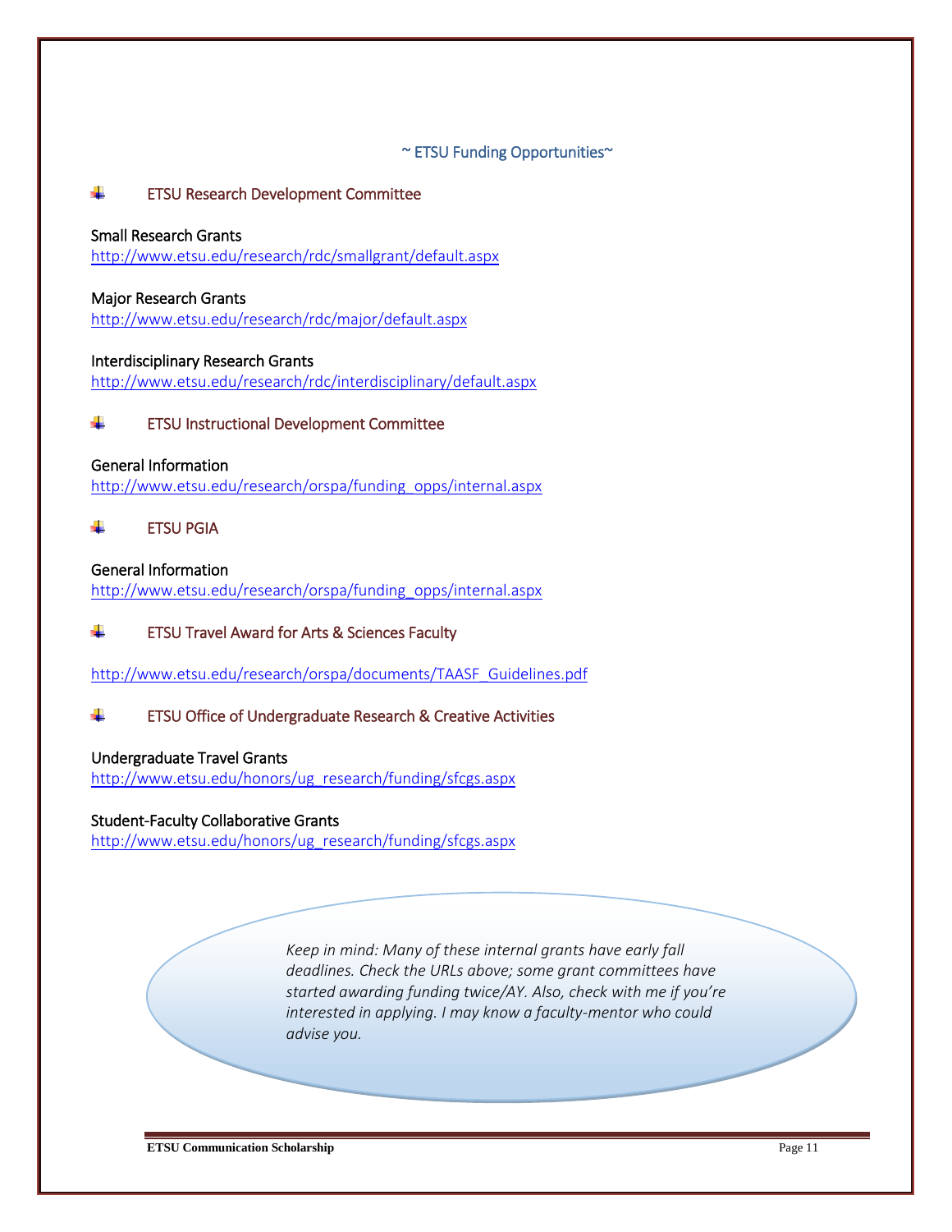## ~ ETSU Funding Opportunities~

### ETSU Research Development Committee

**Small Research Grants**
http://www.etsu.edu/research/rdc/smallgrant/default.aspx

**Major Research Grants**
http://www.etsu.edu/research/rdc/major/default.aspx

**Interdisciplinary Research Grants**
http://www.etsu.edu/research/rdc/interdisciplinary/default.aspx

### ETSU Instructional Development Committee

**General Information**
http://www.etsu.edu/research/orspa/funding_opps/internal.aspx

### ETSU PGIA

**General Information**
http://www.etsu.edu/research/orspa/funding_opps/internal.aspx

### ETSU Travel Award for Arts & Sciences Faculty

http://www.etsu.edu/research/orspa/documents/TAASF_Guidelines.pdf

### ETSU Office of Undergraduate Research & Creative Activities

**Undergraduate Travel Grants**
http://www.etsu.edu/honors/ug_research/funding/sfcgs.aspx

**Student-Faculty Collaborative Grants**
http://www.etsu.edu/honors/ug_research/funding/sfcgs.aspx

*Keep in mind: Many of these internal grants have early fall deadlines. Check the URLs above; some grant committees have started awarding funding twice/AY. Also, check with me if you're interested in applying. I may know a faculty-mentor who could advise you.*